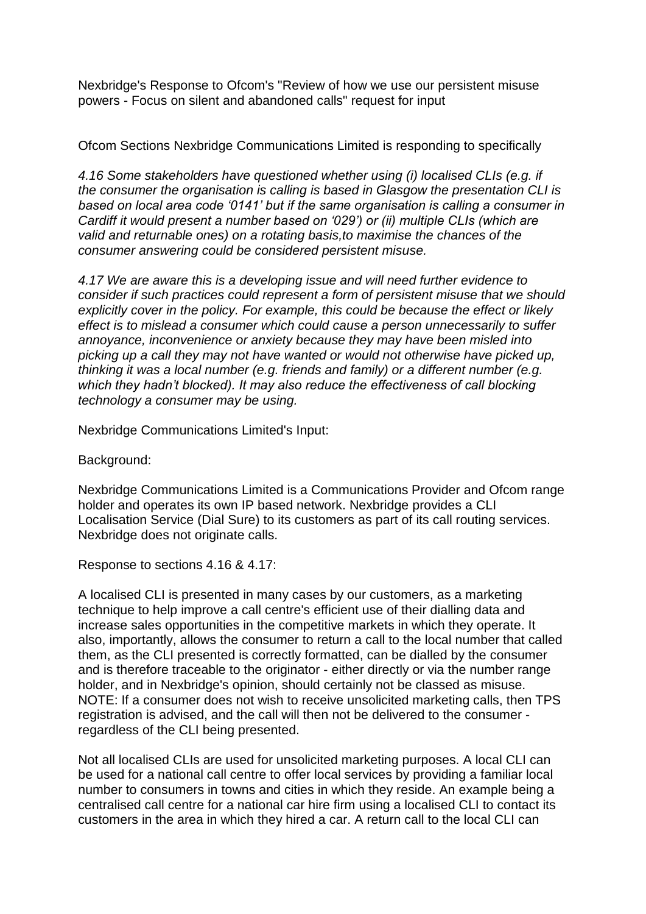Nexbridge's Response to Ofcom's "Review of how we use our persistent misuse powers - Focus on silent and abandoned calls" request for input

Ofcom Sections Nexbridge Communications Limited is responding to specifically

*4.16 Some stakeholders have questioned whether using (i) localised CLIs (e.g. if the consumer the organisation is calling is based in Glasgow the presentation CLI is based on local area code '0141' but if the same organisation is calling a consumer in Cardiff it would present a number based on '029') or (ii) multiple CLIs (which are valid and returnable ones) on a rotating basis,to maximise the chances of the consumer answering could be considered persistent misuse.*

*4.17 We are aware this is a developing issue and will need further evidence to consider if such practices could represent a form of persistent misuse that we should explicitly cover in the policy. For example, this could be because the effect or likely effect is to mislead a consumer which could cause a person unnecessarily to suffer annoyance, inconvenience or anxiety because they may have been misled into picking up a call they may not have wanted or would not otherwise have picked up, thinking it was a local number (e.g. friends and family) or a different number (e.g. which they hadn't blocked). It may also reduce the effectiveness of call blocking technology a consumer may be using.*

Nexbridge Communications Limited's Input:

Background:

Nexbridge Communications Limited is a Communications Provider and Ofcom range holder and operates its own IP based network. Nexbridge provides a CLI Localisation Service (Dial Sure) to its customers as part of its call routing services. Nexbridge does not originate calls.

Response to sections 4.16 & 4.17:

A localised CLI is presented in many cases by our customers, as a marketing technique to help improve a call centre's efficient use of their dialling data and increase sales opportunities in the competitive markets in which they operate. It also, importantly, allows the consumer to return a call to the local number that called them, as the CLI presented is correctly formatted, can be dialled by the consumer and is therefore traceable to the originator - either directly or via the number range holder, and in Nexbridge's opinion, should certainly not be classed as misuse. NOTE: If a consumer does not wish to receive unsolicited marketing calls, then TPS registration is advised, and the call will then not be delivered to the consumer - regardless of the CLI being presented.

Not all localised CLIs are used for unsolicited marketing purposes. A local CLI can be used for a national call centre to offer local services by providing a familiar local number to consumers in towns and cities in which they reside. An example being a centralised call centre for a national car hire firm using a localised CLI to contact its customers in the area in which they hired a car. A return call to the local CLI can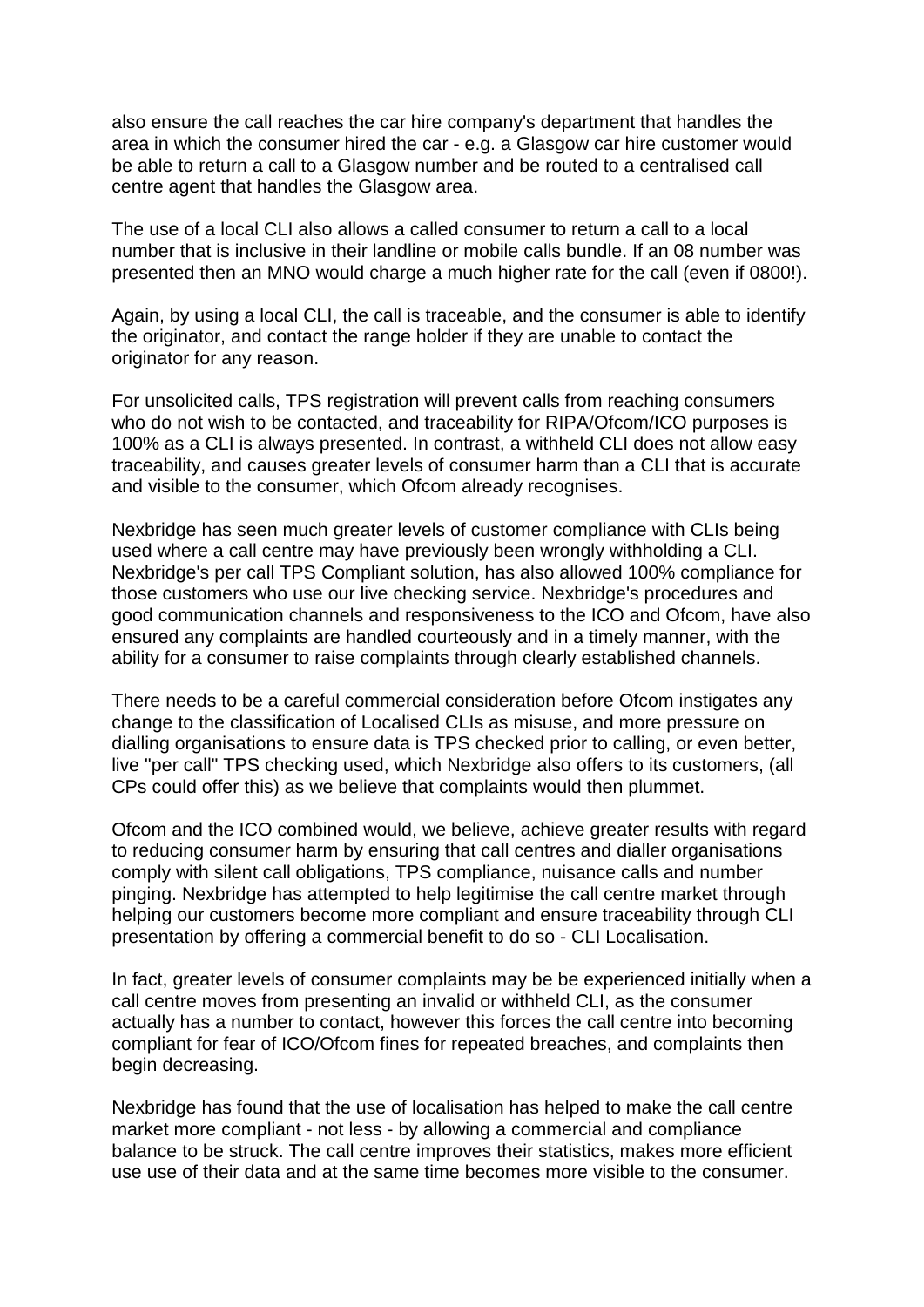also ensure the call reaches the car hire company's department that handles the area in which the consumer hired the car - e.g. a Glasgow car hire customer would be able to return a call to a Glasgow number and be routed to a centralised call centre agent that handles the Glasgow area.

The use of a local CLI also allows a called consumer to return a call to a local number that is inclusive in their landline or mobile calls bundle. If an 08 number was presented then an MNO would charge a much higher rate for the call (even if 0800!).

Again, by using a local CLI, the call is traceable, and the consumer is able to identify the originator, and contact the range holder if they are unable to contact the originator for any reason.

For unsolicited calls, TPS registration will prevent calls from reaching consumers who do not wish to be contacted, and traceability for RIPA/Ofcom/ICO purposes is 100% as a CLI is always presented. In contrast, a withheld CLI does not allow easy traceability, and causes greater levels of consumer harm than a CLI that is accurate and visible to the consumer, which Ofcom already recognises.

Nexbridge has seen much greater levels of customer compliance with CLIs being used where a call centre may have previously been wrongly withholding a CLI. Nexbridge's per call TPS Compliant solution, has also allowed 100% compliance for those customers who use our live checking service. Nexbridge's procedures and good communication channels and responsiveness to the ICO and Ofcom, have also ensured any complaints are handled courteously and in a timely manner, with the ability for a consumer to raise complaints through clearly established channels.

There needs to be a careful commercial consideration before Ofcom instigates any change to the classification of Localised CLIs as misuse, and more pressure on dialling organisations to ensure data is TPS checked prior to calling, or even better, live "per call" TPS checking used, which Nexbridge also offers to its customers, (all CPs could offer this) as we believe that complaints would then plummet.

Ofcom and the ICO combined would, we believe, achieve greater results with regard to reducing consumer harm by ensuring that call centres and dialler organisations comply with silent call obligations, TPS compliance, nuisance calls and number pinging. Nexbridge has attempted to help legitimise the call centre market through helping our customers become more compliant and ensure traceability through CLI presentation by offering a commercial benefit to do so - CLI Localisation.

In fact, greater levels of consumer complaints may be be experienced initially when a call centre moves from presenting an invalid or withheld CLI, as the consumer actually has a number to contact, however this forces the call centre into becoming compliant for fear of ICO/Ofcom fines for repeated breaches, and complaints then begin decreasing.

Nexbridge has found that the use of localisation has helped to make the call centre market more compliant - not less - by allowing a commercial and compliance balance to be struck. The call centre improves their statistics, makes more efficient use use of their data and at the same time becomes more visible to the consumer.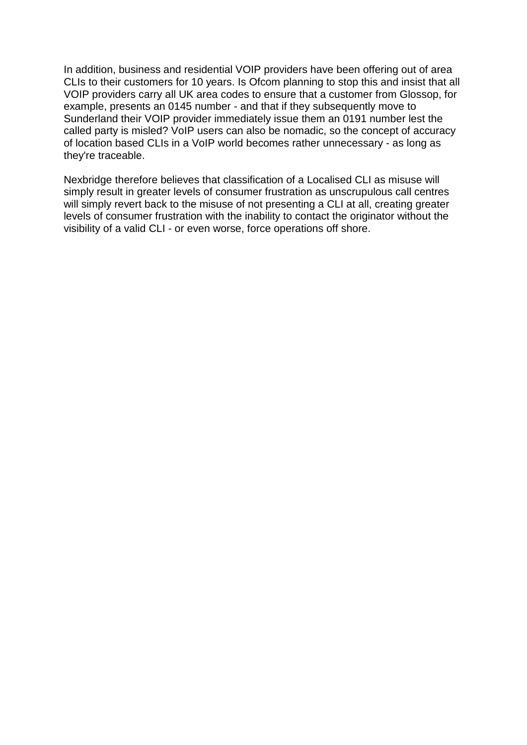In addition, business and residential VOIP providers have been offering out of area CLIs to their customers for 10 years. Is Ofcom planning to stop this and insist that all VOIP providers carry all UK area codes to ensure that a customer from Glossop, for example, presents an 0145 number - and that if they subsequently move to Sunderland their VOIP provider immediately issue them an 0191 number lest the called party is misled? VoIP users can also be nomadic, so the concept of accuracy of location based CLIs in a VoIP world becomes rather unnecessary - as long as they're traceable.

Nexbridge therefore believes that classification of a Localised CLI as misuse will simply result in greater levels of consumer frustration as unscrupulous call centres will simply revert back to the misuse of not presenting a CLI at all, creating greater levels of consumer frustration with the inability to contact the originator without the visibility of a valid CLI - or even worse, force operations off shore.